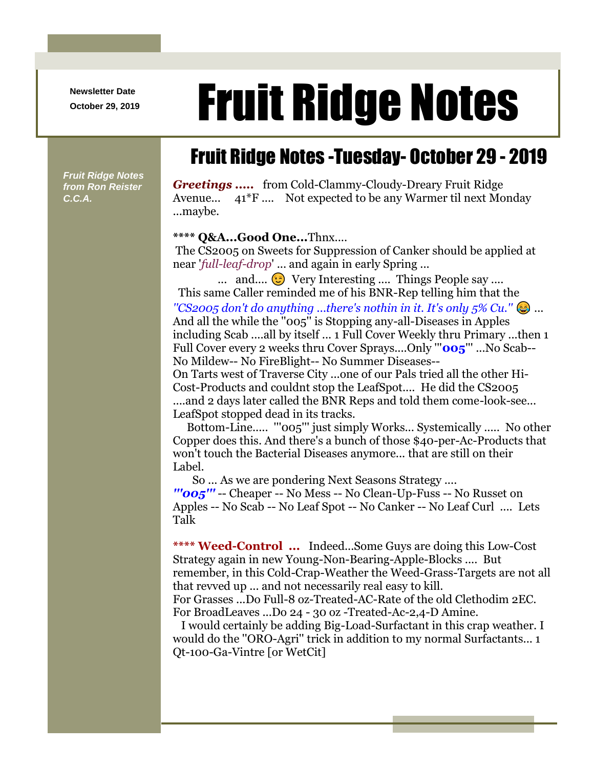Newsletter Date
October 29, 2019

# Fruit Ridge Notes

*Fruit Ridge Notes from Ron Reister C.C.A.*

## Fruit Ridge Notes -Tuesday- October 29 - 2019

***Greetings .....*** from Cold-Clammy-Cloudy-Dreary Fruit Ridge Avenue... 41*F .... Not expected to be any Warmer til next Monday ...maybe.

**** **Q&A...Good One...**Thnx....
The CS2005 on Sweets for Suppression of Canker should be applied at near '*full-leaf-drop*' ... and again in early Spring ...
... and.... 😉 Very Interesting .... Things People say ....
This same Caller reminded me of his BNR-Rep telling him that the *"CS2005 don't do anything ...there's nothin in it. It's only 5% Cu."* 😂 ... And all the while the "005" is Stopping any-all-Diseases in Apples including Scab ....all by itself ... 1 Full Cover Weekly thru Primary ...then 1 Full Cover every 2 weeks thru Cover Sprays....Only '"**005**"' ...No Scab--No Mildew-- No FireBlight-- No Summer Diseases--
On Tarts west of Traverse City ...one of our Pals tried all the other Hi-Cost-Products and couldnt stop the LeafSpot.... He did the CS2005 ....and 2 days later called the BNR Reps and told them come-look-see... LeafSpot stopped dead in its tracks.
Bottom-Line..... '"005"' just simply Works... Systemically ..... No other Copper does this. And there's a bunch of those $40-per-Ac-Products that won't touch the Bacterial Diseases anymore... that are still on their Label.
So ... As we are pondering Next Seasons Strategy ....
***'"005"'*** -- Cheaper -- No Mess -- No Clean-Up-Fuss -- No Russet on Apples -- No Scab -- No Leaf Spot -- No Canker -- No Leaf Curl .... Lets Talk

**** **Weed-Control ...** Indeed...Some Guys are doing this Low-Cost Strategy again in new Young-Non-Bearing-Apple-Blocks .... But remember, in this Cold-Crap-Weather the Weed-Grass-Targets are not all that revved up ... and not necessarily real easy to kill.
For Grasses ...Do Full-8 oz-Treated-AC-Rate of the old Clethodim 2EC.
For BroadLeaves ...Do 24 - 30 oz -Treated-Ac-2,4-D Amine.
I would certainly be adding Big-Load-Surfactant in this crap weather. I would do the "ORO-Agri" trick in addition to my normal Surfactants... 1 Qt-100-Ga-Vintre [or WetCit]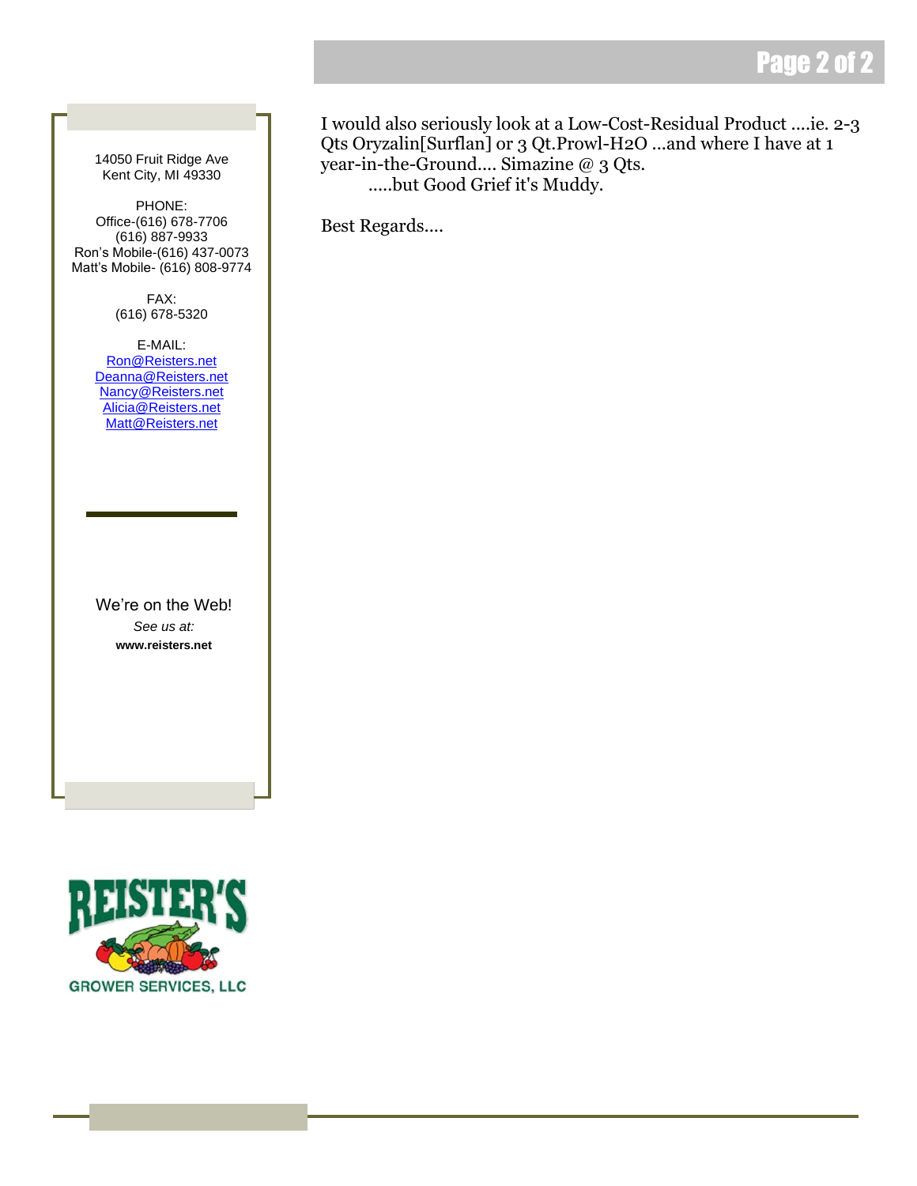I would also seriously look at a Low-Cost-Residual Product ....ie. 2-3 Qts Oryzalin[Surflan] or 3 Qt.Prowl-H2O ...and where I have at 1 year-in-the-Ground.... Simazine @ 3 Qts.

.....but Good Grief it's Muddy.

Best Regards....

14050 Fruit Ridge Ave
Kent City, MI 49330

PHONE:
Office-(616) 678-7706
(616) 887-9933
Ron's Mobile-(616) 437-0073
Matt's Mobile- (616) 808-9774

FAX:
(616) 678-5320

E-MAIL:
Ron@Reisters.net
Deanna@Reisters.net
Nancy@Reisters.net
Alicia@Reisters.net
Matt@Reisters.net

We're on the Web!

*See us at:*

**www.reisters.net**

REISTER'S

GROWER SERVICES, LLC